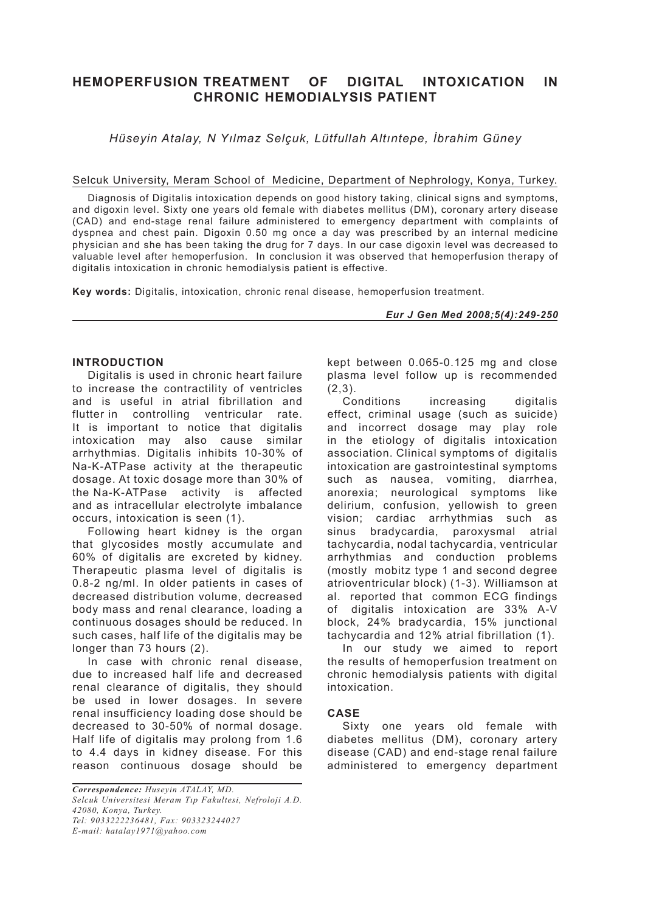# HEMOPERFUSION TREATMENT OF DIGITAL INTOXICATION IN CHRONIC HEMODIALYSIS PATIENT

*Hüseyin Atalay, N Yılmaz Selçuk, Lütfullah Altıntepe, İbrahim Güney*

Selcuk University, Meram School of Medicine, Department of Nephrology, Konya, Turkey.

Diagnosis of Digitalis intoxication depends on good history taking, clinical signs and symptoms, and digoxin level. Sixty one years old female with diabetes mellitus (DM), coronary artery disease (CAD) and end-stage renal failure administered to emergency department with complaints of dyspnea and chest pain. Digoxin 0.50 mg once a day was prescribed by an internal medicine physician and she has been taking the drug for 7 days. In our case digoxin level was decreased to valuable level after hemoperfusion. In conclusion it was observed that hemoperfusion therapy of digitalis intoxication in chronic hemodialysis patient is effective.

**Key words:** Digitalis, intoxication, chronic renal disease, hemoperfusion treatment.

## INTRODUCTION

Digitalis is used in chronic heart failure to increase the contractility of ventricles and is useful in atrial fibrillation and flutter in controlling ventricular rate. It is important to notice that digitalis intoxication may also cause similar arrhythmias. Digitalis inhibits 10-30% of Na-K-ATPase activity at the therapeutic dosage. At toxic dosage more than 30% of the Na-K-ATPase activity is affected and as intracellular electrolyte imbalance occurs, intoxication is seen (1).

Following heart kidney is the organ that glycosides mostly accumulate and 60% of digitalis are excreted by kidney. Therapeutic plasma level of digitalis is 0.8-2 ng/ml. In older patients in cases of decreased distribution volume, decreased body mass and renal clearance, loading a continuous dosages should be reduced. In such cases, half life of the digitalis may be longer than 73 hours (2).

In case with chronic renal disease, due to increased half life and decreased renal clearance of digitalis, they should be used in lower dosages. In severe renal insufficiency loading dose should be decreased to 30-50% of normal dosage. Half life of digitalis may prolong from 1.6 to 4.4 days in kidney disease. For this reason continuous dosage should be kept between 0.065-0.125 mg and close plasma level follow up is recommended (2,3).

Conditions increasing digitalis effect, criminal usage (such as suicide) and incorrect dosage may play role in the etiology of digitalis intoxication association. Clinical symptoms of digitalis intoxication are gastrointestinal symptoms such as nausea, vomiting, diarrhea, anorexia; neurological symptoms like delirium, confusion, yellowish to green vision; cardiac arrhythmias such as sinus bradycardia, paroxysmal atrial tachycardia, nodal tachycardia, ventricular arrhythmias and conduction problems (mostly mobitz type 1 and second degree atrioventricular block) (1-3). Williamson at al. reported that common ECG findings of digitalis intoxication are 33% A-V block, 24% bradycardia, 15% junctional tachycardia and 12% atrial fibrillation (1).

In our study we aimed to report the results of hemoperfusion treatment on chronic hemodialysis patients with digital intoxication.

## CASE

Sixty one years old female with diabetes mellitus (DM), coronary artery disease (CAD) and end-stage renal failure administered to emergency department

*Correspondence: Huseyin ATALAY, MD.*
*Selcuk Universitesi Meram Tıp Fakultesi, Nefroloji A.D. 42080, Konya, Turkey.*
*Tel: 9033222236481, Fax: 903323244027*
*E-mail: hatalay1971@yahoo.com*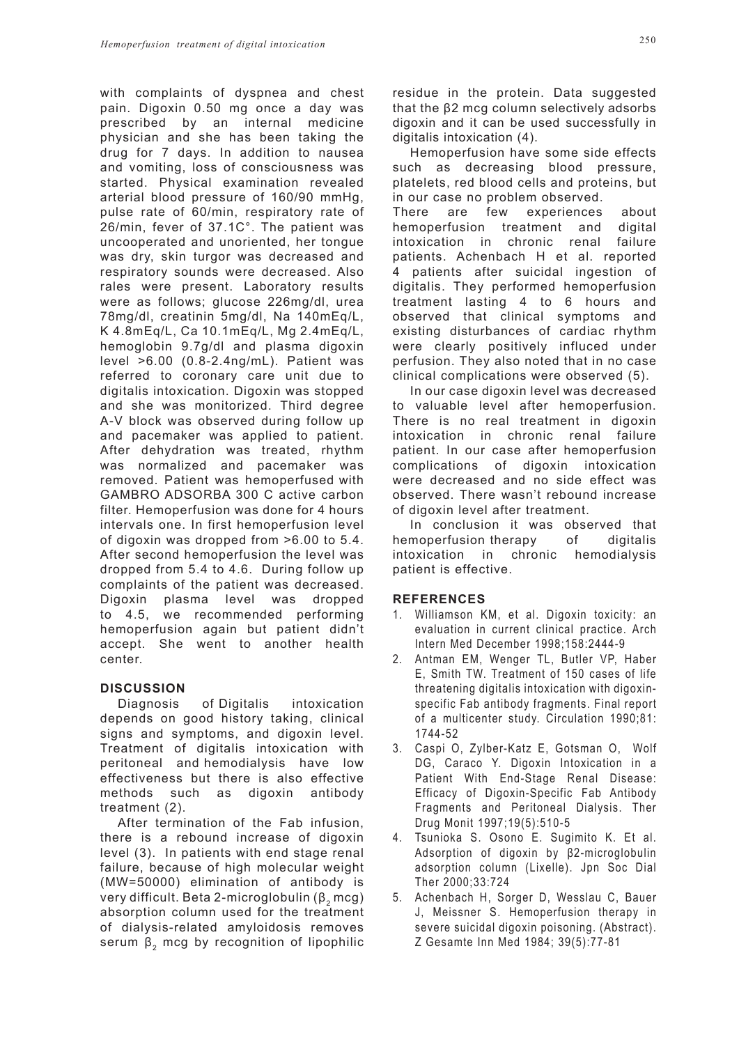with complaints of dyspnea and chest pain. Digoxin 0.50 mg once a day was prescribed by an internal medicine physician and she has been taking the drug for 7 days. In addition to nausea and vomiting, loss of consciousness was started. Physical examination revealed arterial blood pressure of 160/90 mmHg, pulse rate of 60/min, respiratory rate of 26/min, fever of 37.1C°. The patient was uncooperated and unoriented, her tongue was dry, skin turgor was decreased and respiratory sounds were decreased. Also rales were present. Laboratory results were as follows; glucose 226mg/dl, urea 78mg/dl, creatinin 5mg/dl, Na 140mEq/L, K 4.8mEq/L, Ca 10.1mEq/L, Mg 2.4mEq/L, hemoglobin 9.7g/dl and plasma digoxin level >6.00 (0.8-2.4ng/mL). Patient was referred to coronary care unit due to digitalis intoxication. Digoxin was stopped and she was monitorized. Third degree A-V block was observed during follow up and pacemaker was applied to patient. After dehydration was treated, rhythm was normalized and pacemaker was removed. Patient was hemoperfused with GAMBRO ADSORBA 300 C active carbon filter. Hemoperfusion was done for 4 hours intervals one. In first hemoperfusion level of digoxin was dropped from >6.00 to 5.4. After second hemoperfusion the level was dropped from 5.4 to 4.6. During follow up complaints of the patient was decreased. Digoxin plasma level was dropped to 4.5, we recommended performing hemoperfusion again but patient didn't accept. She went to another health center.

## DISCUSSION

Diagnosis of Digitalis intoxication depends on good history taking, clinical signs and symptoms, and digoxin level. Treatment of digitalis intoxication with peritoneal and hemodialysis have low effectiveness but there is also effective methods such as digoxin antibody treatment (2).

After termination of the Fab infusion, there is a rebound increase of digoxin level (3). In patients with end stage renal failure, because of high molecular weight (MW=50000) elimination of antibody is very difficult. Beta 2-microglobulin ($\beta_2$ mcg) absorption column used for the treatment of dialysis-related amyloidosis removes serum $\beta_2$ mcg by recognition of lipophilic residue in the protein. Data suggested that the β2 mcg column selectively adsorbs digoxin and it can be used successfully in digitalis intoxication (4).

Hemoperfusion have some side effects such as decreasing blood pressure, platelets, red blood cells and proteins, but in our case no problem observed.

There are few experiences about hemoperfusion treatment and digital intoxication in chronic renal failure patients. Achenbach H et al. reported 4 patients after suicidal ingestion of digitalis. They performed hemoperfusion treatment lasting 4 to 6 hours and observed that clinical symptoms and existing disturbances of cardiac rhythm were clearly positively influced under perfusion. They also noted that in no case clinical complications were observed (5).

In our case digoxin level was decreased to valuable level after hemoperfusion. There is no real treatment in digoxin intoxication in chronic renal failure patient. In our case after hemoperfusion complications of digoxin intoxication were decreased and no side effect was observed. There wasn't rebound increase of digoxin level after treatment.

In conclusion it was observed that hemoperfusion therapy of digitalis intoxication in chronic hemodialysis patient is effective.

## REFERENCES

1. Williamson KM, et al. Digoxin toxicity: an evaluation in current clinical practice. Arch Intern Med December 1998;158:2444-9
2. Antman EM, Wenger TL, Butler VP, Haber E, Smith TW. Treatment of 150 cases of life threatening digitalis intoxication with digoxin-specific Fab antibody fragments. Final report of a multicenter study. Circulation 1990;81: 1744-52
3. Caspi O, Zylber-Katz E, Gotsman O, Wolf DG, Caraco Y. Digoxin Intoxication in a Patient With End-Stage Renal Disease: Efficacy of Digoxin-Specific Fab Antibody Fragments and Peritoneal Dialysis. Ther Drug Monit 1997;19(5):510-5
4. Tsunioka S. Osono E. Sugimito K. Et al. Adsorption of digoxin by β2-microglobulin adsorption column (Lixelle). Jpn Soc Dial Ther 2000;33:724
5. Achenbach H, Sorger D, Wesslau C, Bauer J, Meissner S. Hemoperfusion therapy in severe suicidal digoxin poisoning. (Abstract). Z Gesamte Inn Med 1984; 39(5):77-81